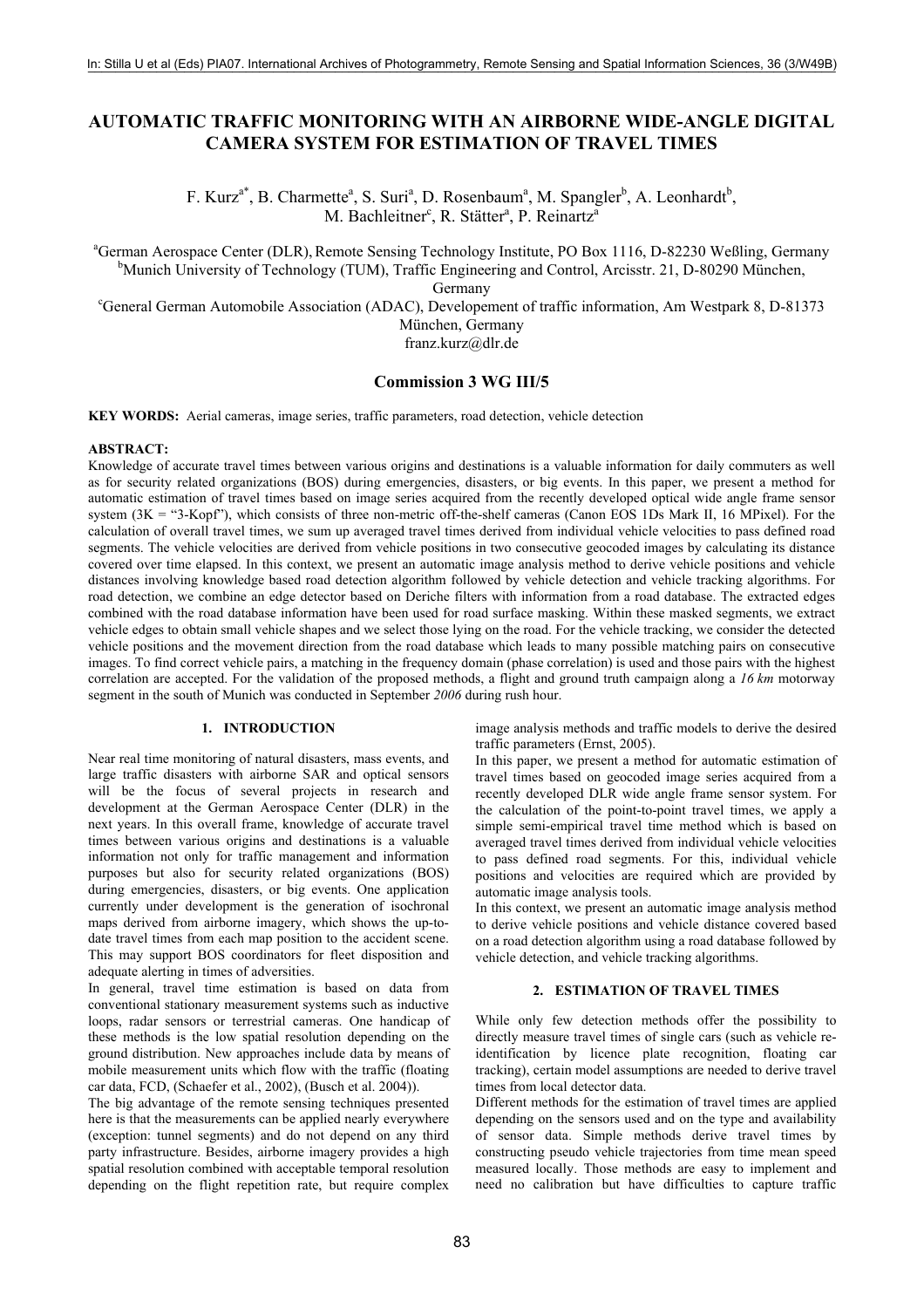# AUTOMATIC TRAFFIC MONITORING WITH AN AIRBORNE WIDE-ANGLE DIGITAL CAMERA SYSTEM FOR ESTIMATION OF TRAVEL TIMES

F. Kurz[a*], B. Charmette[a], S. Suri[a], D. Rosenbaum[a], M. Spangler[b], A. Leonhardt[b], M. Bachleitner[c], R. Stätter[a], P. Reinartz[a]

[a]German Aerospace Center (DLR), Remote Sensing Technology Institute, PO Box 1116, D-82230 Weßling, Germany
[b]Munich University of Technology (TUM), Traffic Engineering and Control, Arcisstr. 21, D-80290 München, Germany
[c]General German Automobile Association (ADAC), Developement of traffic information, Am Westpark 8, D-81373 München, Germany
franz.kurz@dlr.de

## Commission 3 WG III/5

**KEY WORDS:** Aerial cameras, image series, traffic parameters, road detection, vehicle detection

**ABSTRACT:**

Knowledge of accurate travel times between various origins and destinations is a valuable information for daily commuters as well as for security related organizations (BOS) during emergencies, disasters, or big events. In this paper, we present a method for automatic estimation of travel times based on image series acquired from the recently developed optical wide angle frame sensor system (3K = "3-Kopf"), which consists of three non-metric off-the-shelf cameras (Canon EOS 1Ds Mark II, 16 MPixel). For the calculation of overall travel times, we sum up averaged travel times derived from individual vehicle velocities to pass defined road segments. The vehicle velocities are derived from vehicle positions in two consecutive geocoded images by calculating its distance covered over time elapsed. In this context, we present an automatic image analysis method to derive vehicle positions and vehicle distances involving knowledge based road detection algorithm followed by vehicle detection and vehicle tracking algorithms. For road detection, we combine an edge detector based on Deriche filters with information from a road database. The extracted edges combined with the road database information have been used for road surface masking. Within these masked segments, we extract vehicle edges to obtain small vehicle shapes and we select those lying on the road. For the vehicle tracking, we consider the detected vehicle positions and the movement direction from the road database which leads to many possible matching pairs on consecutive images. To find correct vehicle pairs, a matching in the frequency domain (phase correlation) is used and those pairs with the highest correlation are accepted. For the validation of the proposed methods, a flight and ground truth campaign along a *16 km* motorway segment in the south of Munich was conducted in September *2006* during rush hour.

## 1. INTRODUCTION

Near real time monitoring of natural disasters, mass events, and large traffic disasters with airborne SAR and optical sensors will be the focus of several projects in research and development at the German Aerospace Center (DLR) in the next years. In this overall frame, knowledge of accurate travel times between various origins and destinations is a valuable information not only for traffic management and information purposes but also for security related organizations (BOS) during emergencies, disasters, or big events. One application currently under development is the generation of isochronal maps derived from airborne imagery, which shows the up-to-date travel times from each map position to the accident scene. This may support BOS coordinators for fleet disposition and adequate alerting in times of adversities.

In general, travel time estimation is based on data from conventional stationary measurement systems such as inductive loops, radar sensors or terrestrial cameras. One handicap of these methods is the low spatial resolution depending on the ground distribution. New approaches include data by means of mobile measurement units which flow with the traffic (floating car data, FCD, (Schaefer et al., 2002), (Busch et al. 2004)).

The big advantage of the remote sensing techniques presented here is that the measurements can be applied nearly everywhere (exception: tunnel segments) and do not depend on any third party infrastructure. Besides, airborne imagery provides a high spatial resolution combined with acceptable temporal resolution depending on the flight repetition rate, but require complex image analysis methods and traffic models to derive the desired traffic parameters (Ernst, 2005).

In this paper, we present a method for automatic estimation of travel times based on geocoded image series acquired from a recently developed DLR wide angle frame sensor system. For the calculation of the point-to-point travel times, we apply a simple semi-empirical travel time method which is based on averaged travel times derived from individual vehicle velocities to pass defined road segments. For this, individual vehicle positions and velocities are required which are provided by automatic image analysis tools.

In this context, we present an automatic image analysis method to derive vehicle positions and vehicle distance covered based on a road detection algorithm using a road database followed by vehicle detection, and vehicle tracking algorithms.

## 2. ESTIMATION OF TRAVEL TIMES

While only few detection methods offer the possibility to directly measure travel times of single cars (such as vehicle re-identification by licence plate recognition, floating car tracking), certain model assumptions are needed to derive travel times from local detector data.

Different methods for the estimation of travel times are applied depending on the sensors used and on the type and availability of sensor data. Simple methods derive travel times by constructing pseudo vehicle trajectories from time mean speed measured locally. Those methods are easy to implement and need no calibration but have difficulties to capture traffic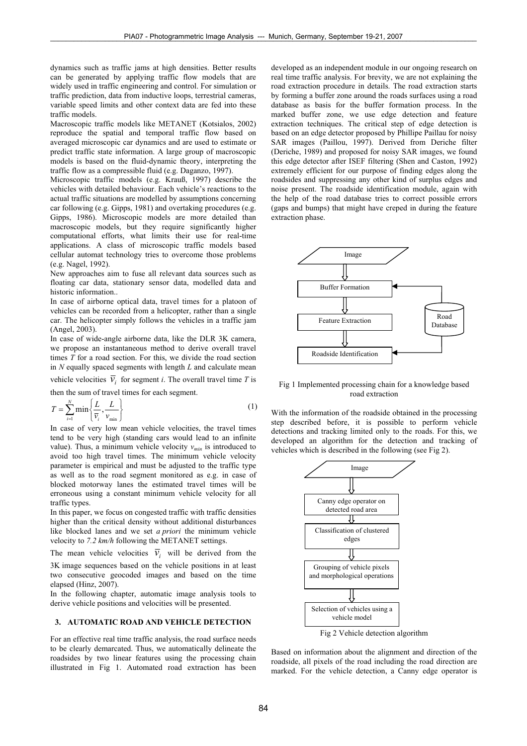dynamics such as traffic jams at high densities. Better results can be generated by applying traffic flow models that are widely used in traffic engineering and control. For simulation or traffic prediction, data from inductive loops, terrestrial cameras, variable speed limits and other context data are fed into these traffic models.

Macroscopic traffic models like METANET (Kotsialos, 2002) reproduce the spatial and temporal traffic flow based on averaged microscopic car dynamics and are used to estimate or predict traffic state information. A large group of macroscopic models is based on the fluid-dynamic theory, interpreting the traffic flow as a compressible fluid (e.g. Daganzo, 1997).

Microscopic traffic models (e.g. Krauß, 1997) describe the vehicles with detailed behaviour. Each vehicle's reactions to the actual traffic situations are modelled by assumptions concerning car following (e.g. Gipps, 1981) and overtaking procedures (e.g. Gipps, 1986). Microscopic models are more detailed than macroscopic models, but they require significantly higher computational efforts, what limits their use for real-time applications. A class of microscopic traffic models based cellular automat technology tries to overcome those problems (e.g. Nagel, 1992).

New approaches aim to fuse all relevant data sources such as floating car data, stationary sensor data, modelled data and historic information..

In case of airborne optical data, travel times for a platoon of vehicles can be recorded from a helicopter, rather than a single car. The helicopter simply follows the vehicles in a traffic jam (Angel, 2003).

In case of wide-angle airborne data, like the DLR 3K camera, we propose an instantaneous method to derive overall travel times $T$ for a road section. For this, we divide the road section in $N$ equally spaced segments with length $L$ and calculate mean vehicle velocities $\overline{v}_i$ for segment $i$. The overall travel time $T$ is then the sum of travel times for each segment.

$$T = \sum_{i=1}^{N} \min\left\{\frac{L}{\overline{v}_i}, \frac{L}{v_{\min}}\right\} \tag{1}$$

In case of very low mean vehicle velocities, the travel times tend to be very high (standing cars would lead to an infinite value). Thus, a minimum vehicle velocity $v_{min}$ is introduced to avoid too high travel times. The minimum vehicle velocity parameter is empirical and must be adjusted to the traffic type as well as to the road segment monitored as e.g. in case of blocked motorway lanes the estimated travel times will be erroneous using a constant minimum vehicle velocity for all traffic types.

In this paper, we focus on congested traffic with traffic densities higher than the critical density without additional disturbances like blocked lanes and we set *a priori* the minimum vehicle velocity to *7.2 km/h* following the METANET settings.

The mean vehicle velocities $\overline{v}_i$ will be derived from the 3K image sequences based on the vehicle positions in at least two consecutive geocoded images and based on the time elapsed (Hinz, 2007).

In the following chapter, automatic image analysis tools to derive vehicle positions and velocities will be presented.

## 3. AUTOMATIC ROAD AND VEHICLE DETECTION

For an effective real time traffic analysis, the road surface needs to be clearly demarcated. Thus, we automatically delineate the roadsides by two linear features using the processing chain illustrated in Fig 1. Automated road extraction has been developed as an independent module in our ongoing research on real time traffic analysis. For brevity, we are not explaining the road extraction procedure in details. The road extraction starts by forming a buffer zone around the roads surfaces using a road database as basis for the buffer formation process. In the marked buffer zone, we use edge detection and feature extraction techniques. The critical step of edge detection is based on an edge detector proposed by Phillipe Paillau for noisy SAR images (Paillou, 1997). Derived from Deriche filter (Deriche, 1989) and proposed for noisy SAR images, we found this edge detector after ISEF filtering (Shen and Caston, 1992) extremely efficient for our purpose of finding edges along the roadsides and suppressing any other kind of surplus edges and noise present. The roadside identification module, again with the help of the road database tries to correct possible errors (gaps and bumps) that might have creped in during the feature extraction phase.

Image

Buffer Formation

Feature Extraction

Roadside Identification

Road Database

Fig 1 Implemented processing chain for a knowledge based road extraction

With the information of the roadside obtained in the processing step described before, it is possible to perform vehicle detections and tracking limited only to the roads. For this, we developed an algorithm for the detection and tracking of vehicles which is described in the following (see Fig 2).

Image

Canny edge operator on detected road area

Classification of clustered edges

Grouping of vehicle pixels and morphological operations

Selection of vehicles using a vehicle model

Fig 2 Vehicle detection algorithm

Based on information about the alignment and direction of the roadside, all pixels of the road including the road direction are marked. For the vehicle detection, a Canny edge operator is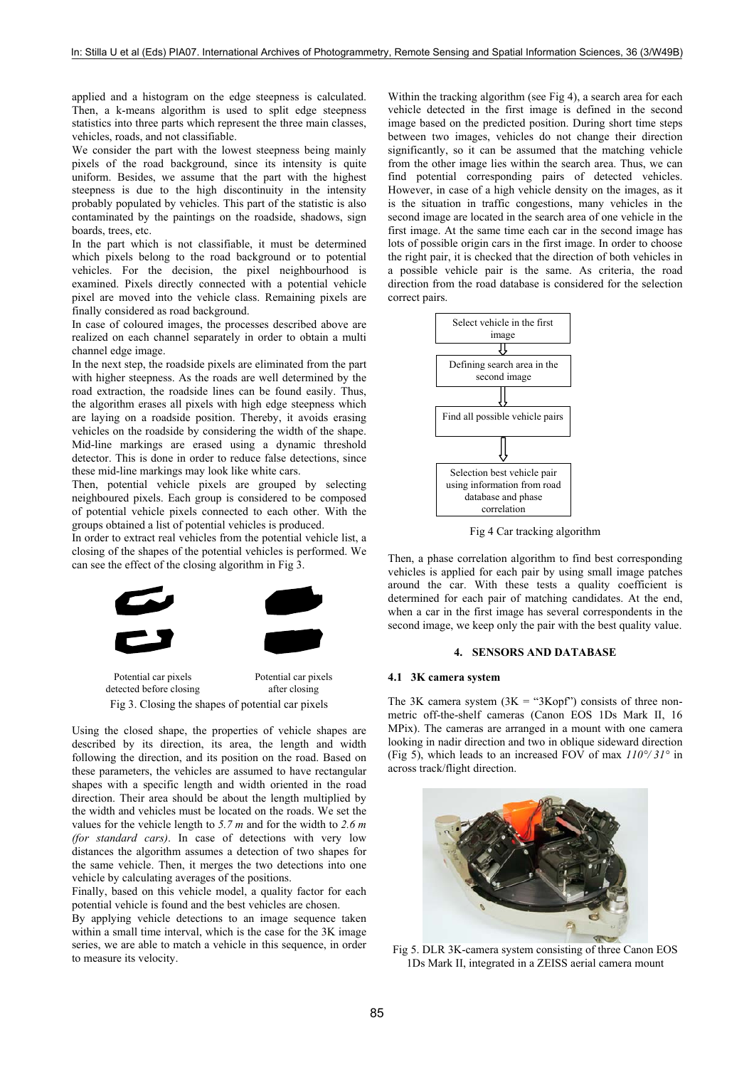applied and a histogram on the edge steepness is calculated. Then, a k-means algorithm is used to split edge steepness statistics into three parts which represent the three main classes, vehicles, roads, and not classifiable.

We consider the part with the lowest steepness being mainly pixels of the road background, since its intensity is quite uniform. Besides, we assume that the part with the highest steepness is due to the high discontinuity in the intensity probably populated by vehicles. This part of the statistic is also contaminated by the paintings on the roadside, shadows, sign boards, trees, etc.

In the part which is not classifiable, it must be determined which pixels belong to the road background or to potential vehicles. For the decision, the pixel neighbourhood is examined. Pixels directly connected with a potential vehicle pixel are moved into the vehicle class. Remaining pixels are finally considered as road background.

In case of coloured images, the processes described above are realized on each channel separately in order to obtain a multi channel edge image.

In the next step, the roadside pixels are eliminated from the part with higher steepness. As the roads are well determined by the road extraction, the roadside lines can be found easily. Thus, the algorithm erases all pixels with high edge steepness which are laying on a roadside position. Thereby, it avoids erasing vehicles on the roadside by considering the width of the shape. Mid-line markings are erased using a dynamic threshold detector. This is done in order to reduce false detections, since these mid-line markings may look like white cars.

Then, potential vehicle pixels are grouped by selecting neighboured pixels. Each group is considered to be composed of potential vehicle pixels connected to each other. With the groups obtained a list of potential vehicles is produced.

In order to extract real vehicles from the potential vehicle list, a closing of the shapes of the potential vehicles is performed. We can see the effect of the closing algorithm in Fig 3.

Potential car pixels detected before closing | Potential car pixels after closing

Fig 3. Closing the shapes of potential car pixels

Using the closed shape, the properties of vehicle shapes are described by its direction, its area, the length and width following the direction, and its position on the road. Based on these parameters, the vehicles are assumed to have rectangular shapes with a specific length and width oriented in the road direction. Their area should be about the length multiplied by the width and vehicles must be located on the roads. We set the values for the vehicle length to *5.7 m* and for the width to *2.6 m (for standard cars)*. In case of detections with very low distances the algorithm assumes a detection of two shapes for the same vehicle. Then, it merges the two detections into one vehicle by calculating averages of the positions.

Finally, based on this vehicle model, a quality factor for each potential vehicle is found and the best vehicles are chosen.

By applying vehicle detections to an image sequence taken within a small time interval, which is the case for the 3K image series, we are able to match a vehicle in this sequence, in order to measure its velocity.

Within the tracking algorithm (see Fig 4), a search area for each vehicle detected in the first image is defined in the second image based on the predicted position. During short time steps between two images, vehicles do not change their direction significantly, so it can be assumed that the matching vehicle from the other image lies within the search area. Thus, we can find potential corresponding pairs of detected vehicles. However, in case of a high vehicle density on the images, as it is the situation in traffic congestions, many vehicles in the second image are located in the search area of one vehicle in the first image. At the same time each car in the second image has lots of possible origin cars in the first image. In order to choose the right pair, it is checked that the direction of both vehicles in a possible vehicle pair is the same. As criteria, the road direction from the road database is considered for the selection correct pairs.

Select vehicle in the first image
⇓
Defining search area in the second image
⇓
Find all possible vehicle pairs
⇓
Selection best vehicle pair using information from road database and phase correlation

Fig 4 Car tracking algorithm

Then, a phase correlation algorithm to find best corresponding vehicles is applied for each pair by using small image patches around the car. With these tests a quality coefficient is determined for each pair of matching candidates. At the end, when a car in the first image has several correspondents in the second image, we keep only the pair with the best quality value.

## 4. SENSORS AND DATABASE

### 4.1 3K camera system

The 3K camera system (3K = "3Kopf") consists of three non-metric off-the-shelf cameras (Canon EOS 1Ds Mark II, 16 MPix). The cameras are arranged in a mount with one camera looking in nadir direction and two in oblique sideward direction (Fig 5), which leads to an increased FOV of max *110°/ 31°* in across track/flight direction.

Fig 5. DLR 3K-camera system consisting of three Canon EOS 1Ds Mark II, integrated in a ZEISS aerial camera mount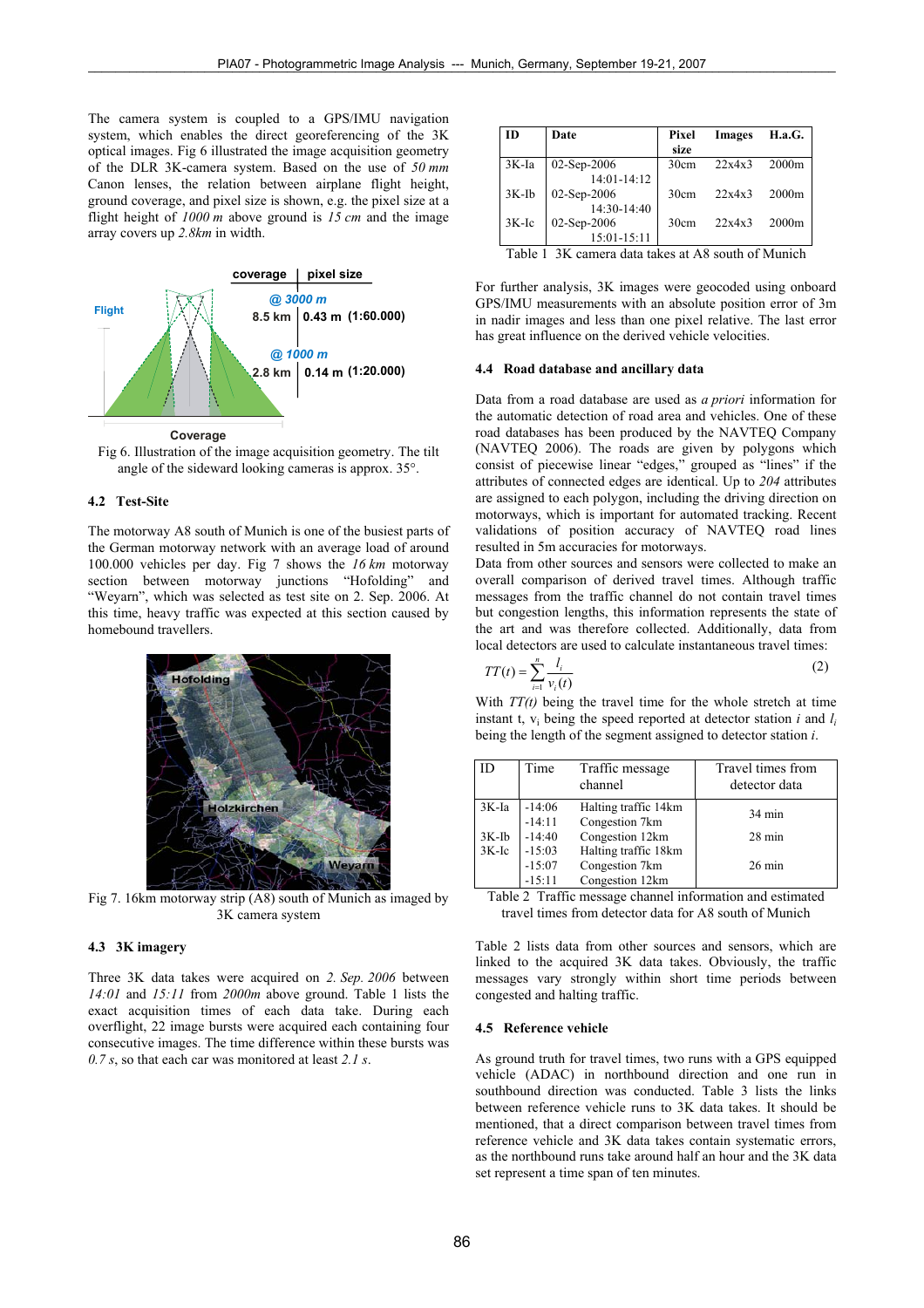The camera system is coupled to a GPS/IMU navigation system, which enables the direct georeferencing of the 3K optical images. Fig 6 illustrated the image acquisition geometry of the DLR 3K-camera system. Based on the use of *50 mm* Canon lenses, the relation between airplane flight height, ground coverage, and pixel size is shown, e.g. the pixel size at a flight height of *1000 m* above ground is *15 cm* and the image array covers up *2.8km* in width.

Flight

coverage | pixel size

@ 3000 m

8.5 km | 0.43 m (1:60.000)

@ 1000 m

2.8 km | 0.14 m (1:20.000)

Coverage

Fig 6. Illustration of the image acquisition geometry. The tilt angle of the sideward looking cameras is approx. 35°.

### 4.2 Test-Site

The motorway A8 south of Munich is one of the busiest parts of the German motorway network with an average load of around 100.000 vehicles per day. Fig 7 shows the *16 km* motorway section between motorway junctions "Hofolding" and "Weyarn", which was selected as test site on 2. Sep. 2006. At this time, heavy traffic was expected at this section caused by homebound travellers.

Hofolding

Holzkirchen

Weyarn

Fig 7. 16km motorway strip (A8) south of Munich as imaged by 3K camera system

### 4.3 3K imagery

Three 3K data takes were acquired on *2. Sep. 2006* between *14:01* and *15:11* from *2000m* above ground. Table 1 lists the exact acquisition times of each data take. During each overflight, 22 image bursts were acquired each containing four consecutive images. The time difference within these bursts was *0.7 s*, so that each car was monitored at least *2.1 s*.

| ID | Date | Pixel size | Images | H.a.G. |
|---|---|---|---|---|
| 3K-Ia | 02-Sep-2006 14:01-14:12 | 30cm | 22x4x3 | 2000m |
| 3K-Ib | 02-Sep-2006 14:30-14:40 | 30cm | 22x4x3 | 2000m |
| 3K-Ic | 02-Sep-2006 15:01-15:11 | 30cm | 22x4x3 | 2000m |

Table 1 3K camera data takes at A8 south of Munich

For further analysis, 3K images were geocoded using onboard GPS/IMU measurements with an absolute position error of 3m in nadir images and less than one pixel relative. The last error has great influence on the derived vehicle velocities.

### 4.4 Road database and ancillary data

Data from a road database are used as *a priori* information for the automatic detection of road area and vehicles. One of these road databases has been produced by the NAVTEQ Company (NAVTEQ 2006). The roads are given by polygons which consist of piecewise linear "edges," grouped as "lines" if the attributes of connected edges are identical. Up to *204* attributes are assigned to each polygon, including the driving direction on motorways, which is important for automated tracking. Recent validations of position accuracy of NAVTEQ road lines resulted in 5m accuracies for motorways.
Data from other sources and sensors were collected to make an overall comparison of derived travel times. Although traffic messages from the traffic channel do not contain travel times but congestion lengths, this information represents the state of the art and was therefore collected. Additionally, data from local detectors are used to calculate instantaneous travel times:

$$TT(t) = \sum_{i=1}^{n} \frac{l_i}{v_i(t)} \qquad (2)$$

With $TT(t)$ being the travel time for the whole stretch at time instant t, $v_i$ being the speed reported at detector station $i$ and $l_i$ being the length of the segment assigned to detector station $i$.

| ID | Time | Traffic message channel | Travel times from detector data |
|---|---|---|---|
| 3K-Ia | -14:06 | Halting traffic 14km | 34 min |
| | -14:11 | Congestion 7km | |
| 3K-Ib | -14:40 | Congestion 12km | 28 min |
| 3K-Ic | -15:03 | Halting traffic 18km | |
| | -15:07 | Congestion 7km | 26 min |
| | -15:11 | Congestion 12km | |

Table 2 Traffic message channel information and estimated travel times from detector data for A8 south of Munich

Table 2 lists data from other sources and sensors, which are linked to the acquired 3K data takes. Obviously, the traffic messages vary strongly within short time periods between congested and halting traffic.

### 4.5 Reference vehicle

As ground truth for travel times, two runs with a GPS equipped vehicle (ADAC) in northbound direction and one run in southbound direction was conducted. Table 3 lists the links between reference vehicle runs to 3K data takes. It should be mentioned, that a direct comparison between travel times from reference vehicle and 3K data takes contain systematic errors, as the northbound runs take around half an hour and the 3K data set represent a time span of ten minutes.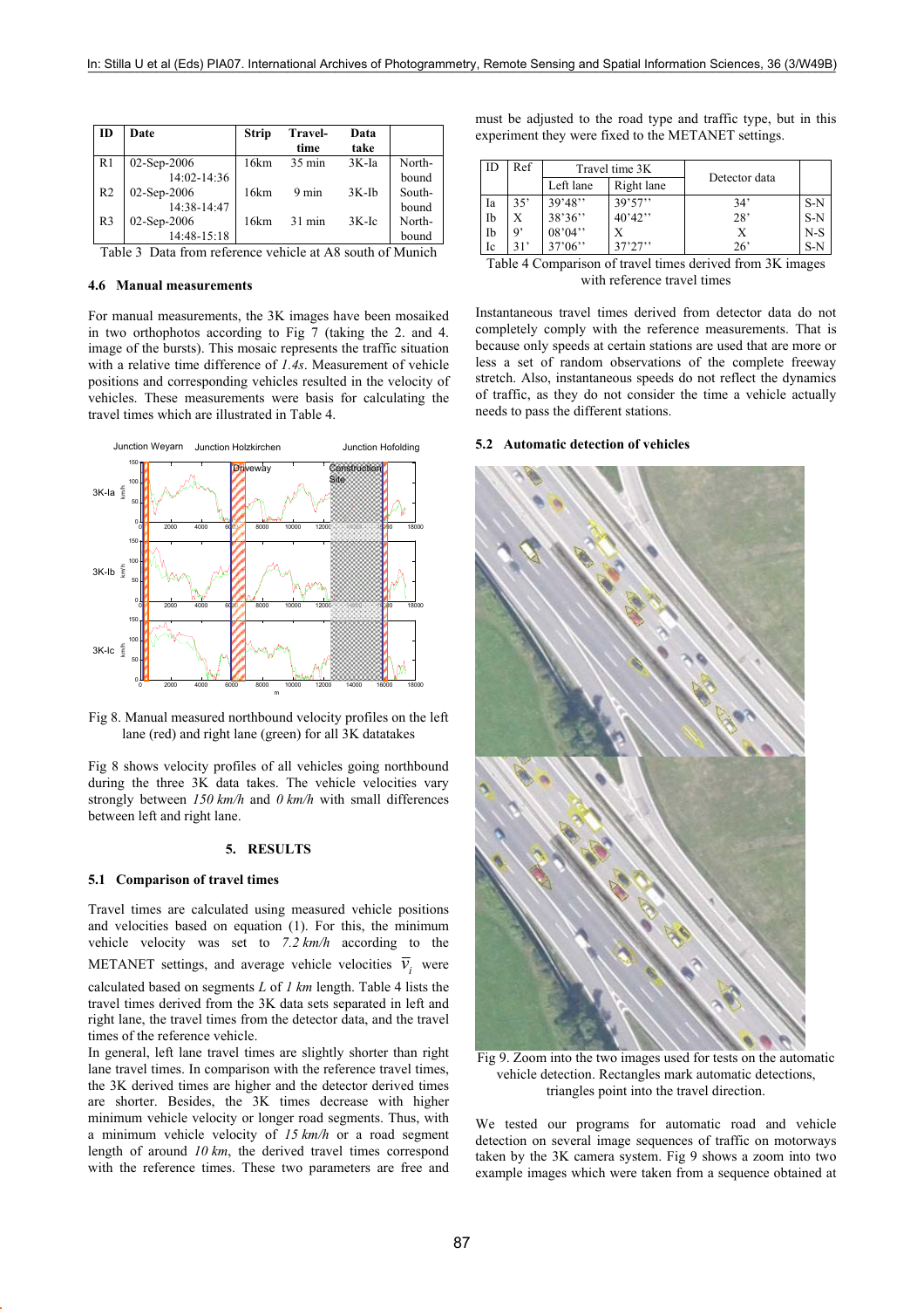| ID | Date | Strip | Travel-time | Data take | |
|---|---|---|---|---|---|
| R1 | 02-Sep-2006 14:02-14:36 | 16km | 35 min | 3K-Ia | North-bound |
| R2 | 02-Sep-2006 14:38-14:47 | 16km | 9 min | 3K-Ib | South-bound |
| R3 | 02-Sep-2006 14:48-15:18 | 16km | 31 min | 3K-Ic | North-bound |

Table 3 Data from reference vehicle at A8 south of Munich

### 4.6 Manual measurements

For manual measurements, the 3K images have been mosaiked in two orthophotos according to Fig 7 (taking the 2. and 4. image of the bursts). This mosaic represents the traffic situation with a relative time difference of *1.4s*. Measurement of vehicle positions and corresponding vehicles resulted in the velocity of vehicles. These measurements were basis for calculating the travel times which are illustrated in Table 4.

Junction Weyarn
Junction Holzkirchen
Junction Hofolding
Driveway
Construction Site
3K-Ia
3K-Ib
3K-Ic
km/h
150
100
50
0
0 2000 4000 6000 8000 10000 12000 14000 16000 18000
m

Fig 8. Manual measured northbound velocity profiles on the left lane (red) and right lane (green) for all 3K datatakes

Fig 8 shows velocity profiles of all vehicles going northbound during the three 3K data takes. The vehicle velocities vary strongly between *150 km/h* and *0 km/h* with small differences between left and right lane.

## 5. RESULTS

### 5.1 Comparison of travel times

Travel times are calculated using measured vehicle positions and velocities based on equation (1). For this, the minimum vehicle velocity was set to *7.2 km/h* according to the METANET settings, and average vehicle velocities $\overline{v}_i$ were calculated based on segments *L* of *1 km* length. Table 4 lists the travel times derived from the 3K data sets separated in left and right lane, the travel times from the detector data, and the travel times of the reference vehicle.

In general, left lane travel times are slightly shorter than right lane travel times. In comparison with the reference travel times, the 3K derived times are higher and the detector derived times are shorter. Besides, the 3K times decrease with higher minimum vehicle velocity or longer road segments. Thus, with a minimum vehicle velocity of *15 km/h* or a road segment length of around *10 km*, the derived travel times correspond with the reference times. These two parameters are free and must be adjusted to the road type and traffic type, but in this experiment they were fixed to the METANET settings.

| ID | Ref | Travel time 3K | | Detector data | |
|---|---|---|---|---|---|
| | | Left lane | Right lane | | |
| Ia | 35' | 39'48'' | 39'57'' | 34' | S-N |
| Ib | X | 38'36'' | 40'42'' | 28' | S-N |
| Ib | 9' | 08'04'' | X | X | N-S |
| Ic | 31' | 37'06'' | 37'27'' | 26' | S-N |

Table 4 Comparison of travel times derived from 3K images with reference travel times

Instantaneous travel times derived from detector data do not completely comply with the reference measurements. That is because only speeds at certain stations are used that are more or less a set of random observations of the complete freeway stretch. Also, instantaneous speeds do not reflect the dynamics of traffic, as they do not consider the time a vehicle actually needs to pass the different stations.

### 5.2 Automatic detection of vehicles

Fig 9. Zoom into the two images used for tests on the automatic vehicle detection. Rectangles mark automatic detections, triangles point into the travel direction.

We tested our programs for automatic road and vehicle detection on several image sequences of traffic on motorways taken by the 3K camera system. Fig 9 shows a zoom into two example images which were taken from a sequence obtained at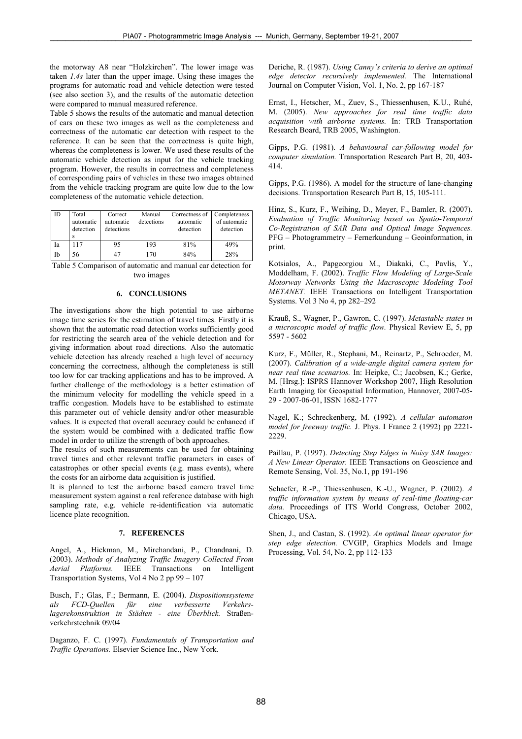the motorway A8 near "Holzkirchen". The lower image was taken *1.4s* later than the upper image. Using these images the programs for automatic road and vehicle detection were tested (see also section 3), and the results of the automatic detection were compared to manual measured reference.

Table 5 shows the results of the automatic and manual detection of cars on these two images as well as the completeness and correctness of the automatic car detection with respect to the reference. It can be seen that the correctness is quite high, whereas the completeness is lower. We used these results of the automatic vehicle detection as input for the vehicle tracking program. However, the results in correctness and completeness of corresponding pairs of vehicles in these two images obtained from the vehicle tracking program are quite low due to the low completeness of the automatic vehicle detection.

| ID | Total automatic detections | Correct automatic detections | Manual detections | Correctness of automatic detection | Completeness of automatic detection |
|---|---|---|---|---|---|
| Ia | 117 | 95 | 193 | 81% | 49% |
| Ib | 56 | 47 | 170 | 84% | 28% |

Table 5 Comparison of automatic and manual car detection for two images

## 6. CONCLUSIONS

The investigations show the high potential to use airborne image time series for the estimation of travel times. Firstly it is shown that the automatic road detection works sufficiently good for restricting the search area of the vehicle detection and for giving information about road directions. Also the automatic vehicle detection has already reached a high level of accuracy concerning the correctness, although the completeness is still too low for car tracking applications and has to be improved. A further challenge of the methodology is a better estimation of the minimum velocity for modelling the vehicle speed in a traffic congestion. Models have to be established to estimate this parameter out of vehicle density and/or other measurable values. It is expected that overall accuracy could be enhanced if the system would be combined with a dedicated traffic flow model in order to utilize the strength of both approaches.

The results of such measurements can be used for obtaining travel times and other relevant traffic parameters in cases of catastrophes or other special events (e.g. mass events), where the costs for an airborne data acquisition is justified.

It is planned to test the airborne based camera travel time measurement system against a real reference database with high sampling rate, e.g. vehicle re-identification via automatic licence plate recognition.

## 7. REFERENCES

Angel, A., Hickman, M., Mirchandani, P., Chandnani, D. (2003). *Methods of Analyzing Traffic Imagery Collected From Aerial Platforms.* IEEE Transactions on Intelligent Transportation Systems, Vol 4 No 2 pp 99 – 107

Busch, F.; Glas, F.; Bermann, E. (2004). *Dispositionssysteme als FCD-Quellen für eine verbesserte Verkehrslagerekonstruktion in Städten - eine Überblick.* Straßenverkehrstechnik 09/04

Daganzo, F. C. (1997). *Fundamentals of Transportation and Traffic Operations.* Elsevier Science Inc., New York.

Deriche, R. (1987). *Using Canny's criteria to derive an optimal edge detector recursively implemented.* The International Journal on Computer Vision, Vol. 1, No. 2, pp 167-187

Ernst, I., Hetscher, M., Zuev, S., Thiessenhusen, K.U., Ruhé, M. (2005). *New approaches for real time traffic data acquisition with airborne systems.* In: TRB Transportation Research Board, TRB 2005, Washington.

Gipps, P.G. (1981). *A behavioural car-following model for computer simulation.* Transportation Research Part B, 20, 403-414.

Gipps, P.G. (1986). A model for the structure of lane-changing decisions. Transportation Research Part B, 15, 105-111.

Hinz, S., Kurz, F., Weihing, D., Meyer, F., Bamler, R. (2007). *Evaluation of Traffic Monitoring based on Spatio-Temporal Co-Registration of SAR Data and Optical Image Sequences.* PFG – Photogrammetry – Fernerkundung – Geoinformation, in print.

Kotsialos, A., Papgeorgiou M., Diakaki, C., Pavlis, Y., Moddelham, F. (2002). *Traffic Flow Modeling of Large-Scale Motorway Networks Using the Macroscopic Modeling Tool METANET.* IEEE Transactions on Intelligent Transportation Systems. Vol 3 No 4, pp 282–292

Krauß, S., Wagner, P., Gawron, C. (1997). *Metastable states in a microscopic model of traffic flow.* Physical Review E, 5, pp 5597 - 5602

Kurz, F., Müller, R., Stephani, M., Reinartz, P., Schroeder, M. (2007). *Calibration of a wide-angle digital camera system for near real time scenarios.* In: Heipke, C.; Jacobsen, K.; Gerke, M. [Hrsg.]: ISPRS Hannover Workshop 2007, High Resolution Earth Imaging for Geospatial Information, Hannover, 2007-05-29 - 2007-06-01, ISSN 1682-1777

Nagel, K.; Schreckenberg, M. (1992). *A cellular automaton model for freeway traffic.* J. Phys. I France 2 (1992) pp 2221-2229.

Paillau, P. (1997). *Detecting Step Edges in Noisy SAR Images: A New Linear Operator.* IEEE Transactions on Geoscience and Remote Sensing, Vol. 35, No.1, pp 191-196

Schaefer, R.-P., Thiessenhusen, K.-U., Wagner, P. (2002). *A traffic information system by means of real-time floating-car data.* Proceedings of ITS World Congress, October 2002, Chicago, USA.

Shen, J., and Castan, S. (1992). *An optimal linear operator for step edge detection.* CVGIP, Graphics Models and Image Processing, Vol. 54, No. 2, pp 112-133